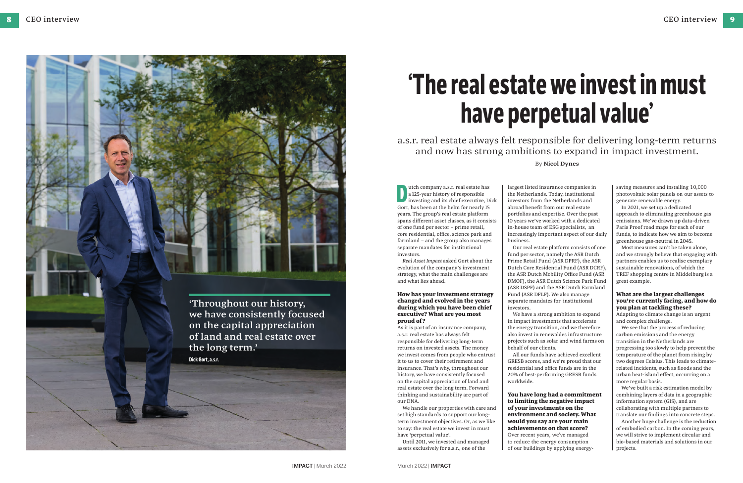# 'The real estate we invest in must have perpetual value'

a.s.r. real estate always felt responsible for delivering long-term returns and now has strong ambitions to expand in impact investment.

By **Nicol Dynes**

> 'Throughout our history, we have consistently focused on the capital appreciation of land and real estate over the long term.'
>
> **Dick Gort, a.s.r.**

Dutch company a.s.r. real estate has a 125-year history of responsible investing and its chief executive, Dick Gort, has been at the helm for nearly 15 years. The group's real estate platform spans different asset classes, as it consists of one fund per sector – prime retail, core residential, office, science park and farmland – and the group also manages separate mandates for institutional investors.

*Real Asset Impact* asked Gort about the evolution of the company's investment strategy, what the main challenges are and what lies ahead.

**How has your investment strategy changed and evolved in the years during which you have been chief executive? What are you most proud of?**

As it is part of an insurance company, a.s.r. real estate has always felt responsible for delivering long-term returns on invested assets. The money we invest comes from people who entrust it to us to cover their retirement and insurance. That's why, throughout our history, we have consistently focused on the capital appreciation of land and real estate over the long term. Forward thinking and sustainability are part of our DNA.

We handle our properties with care and set high standards to support our long-term investment objectives. Or, as we like to say: the real estate we invest in must have 'perpetual value'.

Until 2011, we invested and managed assets exclusively for a.s.r., one of the largest listed insurance companies in the Netherlands. Today, institutional investors from the Netherlands and abroad benefit from our real estate portfolios and expertise. Over the past 10 years we've worked with a dedicated in-house team of ESG specialists, an increasingly important aspect of our daily business.

Our real estate platform consists of one fund per sector, namely the ASR Dutch Prime Retail Fund (ASR DPRF), the ASR Dutch Core Residential Fund (ASR DCRF), the ASR Dutch Mobility Office Fund (ASR DMOF), the ASR Dutch Science Park Fund (ASR DSPF) and the ASR Dutch Farmland Fund (ASR DFLF). We also manage separate mandates for institutional investors.

We have a strong ambition to expand in impact investments that accelerate the energy transition, and we therefore also invest in renewables infrastructure projects such as solar and wind farms on behalf of our clients.

All our funds have achieved excellent GRESB scores, and we're proud that our residential and office funds are in the 20% of best-performing GRESB funds worldwide.

**You have long had a commitment to limiting the negative impact of your investments on the environment and society. What would you say are your main achievements on that score?**

Over recent years, we've managed to reduce the energy consumption of our buildings by applying energy-saving measures and installing 10,000 photovoltaic solar panels on our assets to generate renewable energy.

In 2021, we set up a dedicated approach to eliminating greenhouse gas emissions. We've drawn up data-driven Paris Proof road maps for each of our funds, to indicate how we aim to become greenhouse gas-neutral in 2045.

Most measures can't be taken alone, and we strongly believe that engaging with partners enables us to realise exemplary sustainable renovations, of which the TREF shopping centre in Middelburg is a great example.

**What are the largest challenges you're currently facing, and how do you plan at tackling these?**

Adapting to climate change is an urgent and complex challenge.

We see that the process of reducing carbon emissions and the energy transition in the Netherlands are progressing too slowly to help prevent the temperature of the planet from rising by two degrees Celsius. This leads to climate-related incidents, such as floods and the urban heat-island effect, occurring on a more regular basis.

We've built a risk estimation model by combining layers of data in a geographic information system (GIS), and are collaborating with multiple partners to translate our findings into concrete steps.

Another huge challenge is the reduction of embodied carbon. In the coming years, we will strive to implement circular and bio-based materials and solutions in our projects.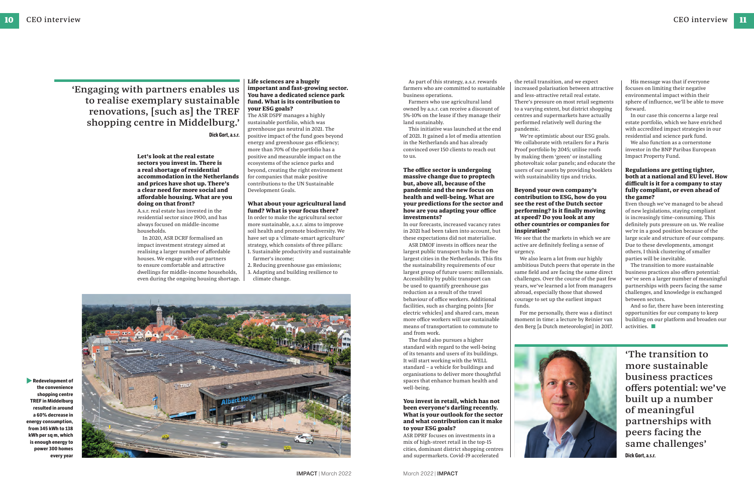> 'Engaging with partners enables us to realise exemplary sustainable renovations, [such as] the TREF shopping centre in Middelburg.'
>
> **Dick Gort, a.s.r.**

**Let's look at the real estate sectors you invest in. There is a real shortage of residential accommodation in the Netherlands and prices have shot up. There's a clear need for more social and affordable housing. What are you doing on that front?**

A.s.r. real estate has invested in the residential sector since 1900, and has always focused on middle-income households.

In 2020, ASR DCRF formalised an impact investment strategy aimed at realising a larger number of affordable houses. We engage with our partners to ensure comfortable and attractive dwellings for middle-income households, even during the ongoing housing shortage.

**Life sciences are a hugely important and fast-growing sector. You have a dedicated science park fund. What is its contribution to your ESG goals?**

The ASR DSPF manages a highly sustainable portfolio, which was greenhouse gas neutral in 2021. The positive impact of the fund goes beyond energy and greenhouse gas efficiency; more than 70% of the portfolio has a positive and measurable impact on the ecosystems of the science parks and beyond, creating the right environment for companies that make positive contributions to the UN Sustainable Development Goals.

**What about your agricultural land fund? What is your focus there?**

In order to make the agricultural sector more sustainable, a.s.r. aims to improve soil health and promote biodiversity. We have set up a 'climate-smart agriculture' strategy, which consists of three pillars:

1. Sustainable productivity and sustainable farmer's income;
2. Reducing greenhouse gas emissions;
3. Adapting and building resilience to climate change.

Redevelopment of the convenience shopping centre TREF in Middelburg resulted in around a 60% decrease in energy consumption, from 345 kWh to 138 kWh per sq m, which is enough energy to power 300 homes every year

As part of this strategy, a.s.r. rewards farmers who are committed to sustainable business operations.

Farmers who use agricultural land owned by a.s.r. can receive a discount of 5%-10% on the lease if they manage their land sustainably.

This initiative was launched at the end of 2021. It gained a lot of media attention in the Netherlands and has already convinced over 150 clients to reach out to us.

**The office sector is undergoing massive change due to proptech but, above all, because of the pandemic and the new focus on health and well-being. What are your predictions for the sector and how are you adapting your office investments?**

In our forecasts, increased vacancy rates in 2021 had been taken into account, but these expectations did not materialise.

ASR DMOF invests in offices near the largest public transport hubs in the five largest cities in the Netherlands. This fits the sustainability requirements of our largest group of future users: millennials. Accessibility by public transport can be used to quantify greenhouse gas reduction as a result of the travel behaviour of office workers. Additional facilities, such as charging points [for electric vehicles] and shared cars, mean more office workers will use sustainable means of transportation to commute to and from work.

The fund also pursues a higher standard with regard to the well-being of its tenants and users of its buildings. It will start working with the WELL standard – a vehicle for buildings and organisations to deliver more thoughtful spaces that enhance human health and well-being.

**You invest in retail, which has not been everyone's darling recently. What is your outlook for the sector and what contribution can it make to your ESG goals?**

ASR DPRF focuses on investments in a mix of high-street retail in the top-15 cities, dominant district shopping centres and supermarkets. Covid-19 accelerated the retail transition, and we expect increased polarisation between attractive and less-attractive retail real estate. There's pressure on most retail segments to a varying extent, but district shopping centres and supermarkets have actually performed relatively well during the pandemic.

We're optimistic about our ESG goals. We collaborate with retailers for a Paris Proof portfolio by 2045; utilise roofs by making them 'green' or installing photovoltaic solar panels; and educate the users of our assets by providing booklets with sustainability tips and tricks.

**Beyond your own company's contribution to ESG, how do you see the rest of the Dutch sector performing? Is it finally moving at speed? Do you look at any other countries or companies for inspiration?**

We see that the markets in which we are active are definitely feeling a sense of urgency.

We also learn a lot from our highly ambitious Dutch peers that operate in the same field and are facing the same direct challenges. Over the course of the past few years, we've learned a lot from managers abroad, especially those that showed courage to set up the earliest impact funds.

For me personally, there was a distinct moment in time: a lecture by Reinier van den Berg [a Dutch meteorologist] in 2017.

His message was that if everyone focuses on limiting their negative environmental impact within their sphere of influence, we'll be able to move forward.

In our case this concerns a large real estate portfolio, which we have enriched with accredited impact strategies in our residential and science park fund.

We also function as a cornerstone investor in the BNP Paribas European Impact Property Fund.

**Regulations are getting tighter, both at a national and EU level. How difficult is it for a company to stay fully compliant, or even ahead of the game?**

Even though we've managed to be ahead of new legislations, staying compliant is increasingly time-consuming. This definitely puts pressure on us. We realise we're in a good position because of the large scale and structure of our company. Due to these developments, amongst others, I think clustering of smaller parties will be inevitable.

The transition to more sustainable business practices also offers potential: we've seen a larger number of meaningful partnerships with peers facing the same challenges, and knowledge is exchanged between sectors.

And so far, there have been interesting opportunities for our company to keep building on our platform and broaden our activities. ■

> 'The transition to more sustainable business practices offers potential: we've built up a number of meaningful partnerships with peers facing the same challenges'
>
> **Dick Gort, a.s.r.**